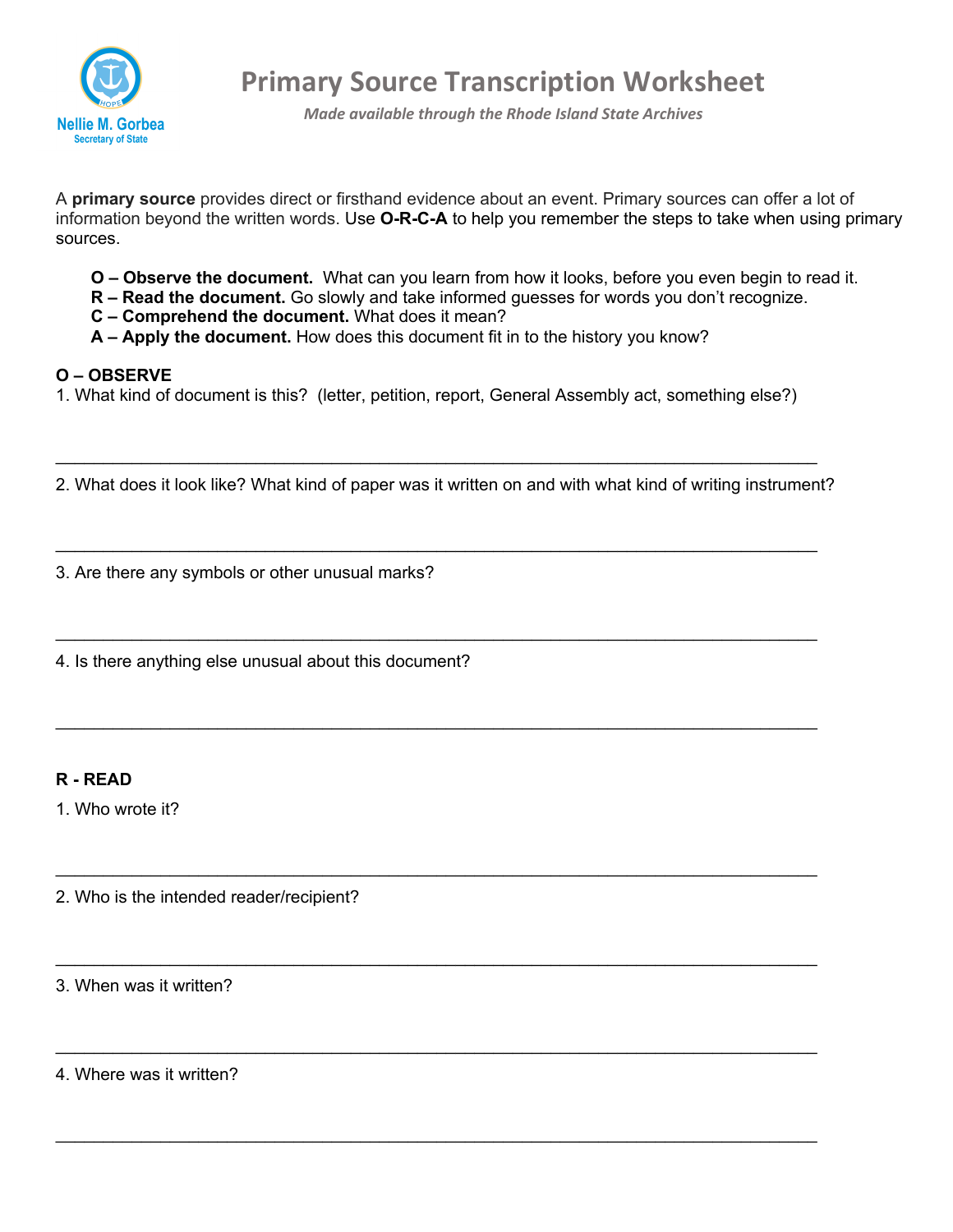Nellie M. Gorbea
Secretary of State

# Primary Source Transcription Worksheet

*Made available through the Rhode Island State Archives*

A **primary source** provides direct or firsthand evidence about an event. Primary sources can offer a lot of information beyond the written words. Use **O-R-C-A** to help you remember the steps to take when using primary sources.

- **O – Observe the document.** What can you learn from how it looks, before you even begin to read it.
- **R – Read the document.** Go slowly and take informed guesses for words you don't recognize.
- **C – Comprehend the document.** What does it mean?
- **A – Apply the document.** How does this document fit in to the history you know?

**O – OBSERVE**

1. What kind of document is this? (letter, petition, report, General Assembly act, something else?)

_______________________________________________________________________________

2. What does it look like? What kind of paper was it written on and with what kind of writing instrument?

_______________________________________________________________________________

3. Are there any symbols or other unusual marks?

_______________________________________________________________________________

4. Is there anything else unusual about this document?

_______________________________________________________________________________

**R - READ**

1. Who wrote it?

_______________________________________________________________________________

2. Who is the intended reader/recipient?

_______________________________________________________________________________

3. When was it written?

_______________________________________________________________________________

4. Where was it written?

_______________________________________________________________________________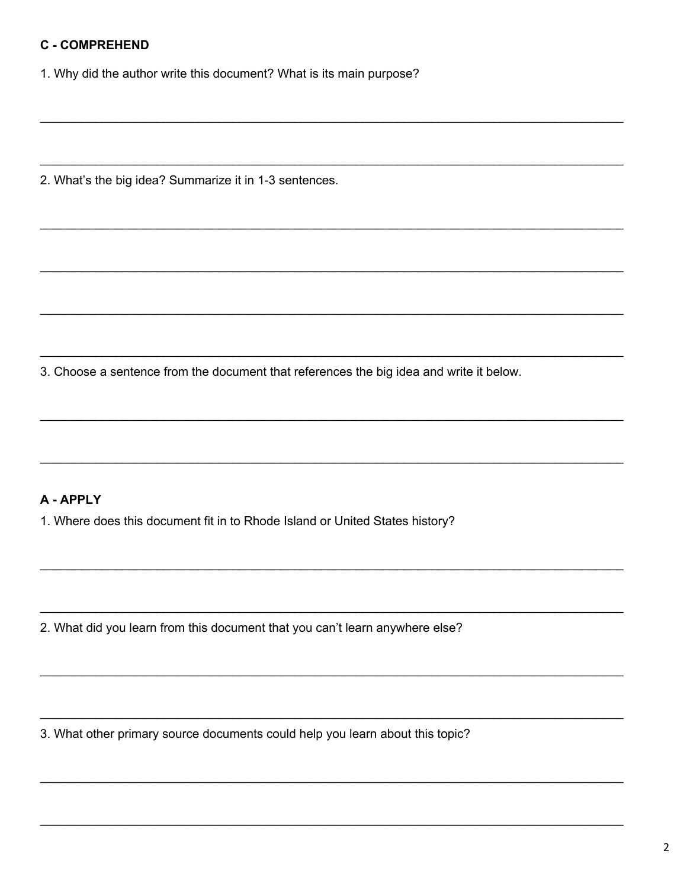### C - COMPREHEND

1. Why did the author write this document? What is its main purpose?

\_\_\_\_\_\_\_\_\_\_\_\_\_\_\_\_\_\_\_\_\_\_\_\_\_\_\_\_\_\_\_\_\_\_\_\_\_\_\_\_\_\_\_\_\_\_\_\_\_\_\_\_\_\_\_\_\_\_\_\_\_\_\_\_\_\_\_\_\_\_\_\_\_\_\_\_\_\_

\_\_\_\_\_\_\_\_\_\_\_\_\_\_\_\_\_\_\_\_\_\_\_\_\_\_\_\_\_\_\_\_\_\_\_\_\_\_\_\_\_\_\_\_\_\_\_\_\_\_\_\_\_\_\_\_\_\_\_\_\_\_\_\_\_\_\_\_\_\_\_\_\_\_\_\_\_\_

2. What's the big idea? Summarize it in 1-3 sentences.

\_\_\_\_\_\_\_\_\_\_\_\_\_\_\_\_\_\_\_\_\_\_\_\_\_\_\_\_\_\_\_\_\_\_\_\_\_\_\_\_\_\_\_\_\_\_\_\_\_\_\_\_\_\_\_\_\_\_\_\_\_\_\_\_\_\_\_\_\_\_\_\_\_\_\_\_\_\_

\_\_\_\_\_\_\_\_\_\_\_\_\_\_\_\_\_\_\_\_\_\_\_\_\_\_\_\_\_\_\_\_\_\_\_\_\_\_\_\_\_\_\_\_\_\_\_\_\_\_\_\_\_\_\_\_\_\_\_\_\_\_\_\_\_\_\_\_\_\_\_\_\_\_\_\_\_\_

\_\_\_\_\_\_\_\_\_\_\_\_\_\_\_\_\_\_\_\_\_\_\_\_\_\_\_\_\_\_\_\_\_\_\_\_\_\_\_\_\_\_\_\_\_\_\_\_\_\_\_\_\_\_\_\_\_\_\_\_\_\_\_\_\_\_\_\_\_\_\_\_\_\_\_\_\_\_

\_\_\_\_\_\_\_\_\_\_\_\_\_\_\_\_\_\_\_\_\_\_\_\_\_\_\_\_\_\_\_\_\_\_\_\_\_\_\_\_\_\_\_\_\_\_\_\_\_\_\_\_\_\_\_\_\_\_\_\_\_\_\_\_\_\_\_\_\_\_\_\_\_\_\_\_\_\_

3. Choose a sentence from the document that references the big idea and write it below.

\_\_\_\_\_\_\_\_\_\_\_\_\_\_\_\_\_\_\_\_\_\_\_\_\_\_\_\_\_\_\_\_\_\_\_\_\_\_\_\_\_\_\_\_\_\_\_\_\_\_\_\_\_\_\_\_\_\_\_\_\_\_\_\_\_\_\_\_\_\_\_\_\_\_\_\_\_\_

\_\_\_\_\_\_\_\_\_\_\_\_\_\_\_\_\_\_\_\_\_\_\_\_\_\_\_\_\_\_\_\_\_\_\_\_\_\_\_\_\_\_\_\_\_\_\_\_\_\_\_\_\_\_\_\_\_\_\_\_\_\_\_\_\_\_\_\_\_\_\_\_\_\_\_\_\_\_

### A - APPLY

1. Where does this document fit in to Rhode Island or United States history?

\_\_\_\_\_\_\_\_\_\_\_\_\_\_\_\_\_\_\_\_\_\_\_\_\_\_\_\_\_\_\_\_\_\_\_\_\_\_\_\_\_\_\_\_\_\_\_\_\_\_\_\_\_\_\_\_\_\_\_\_\_\_\_\_\_\_\_\_\_\_\_\_\_\_\_\_\_\_

\_\_\_\_\_\_\_\_\_\_\_\_\_\_\_\_\_\_\_\_\_\_\_\_\_\_\_\_\_\_\_\_\_\_\_\_\_\_\_\_\_\_\_\_\_\_\_\_\_\_\_\_\_\_\_\_\_\_\_\_\_\_\_\_\_\_\_\_\_\_\_\_\_\_\_\_\_\_

2. What did you learn from this document that you can't learn anywhere else?

\_\_\_\_\_\_\_\_\_\_\_\_\_\_\_\_\_\_\_\_\_\_\_\_\_\_\_\_\_\_\_\_\_\_\_\_\_\_\_\_\_\_\_\_\_\_\_\_\_\_\_\_\_\_\_\_\_\_\_\_\_\_\_\_\_\_\_\_\_\_\_\_\_\_\_\_\_\_

\_\_\_\_\_\_\_\_\_\_\_\_\_\_\_\_\_\_\_\_\_\_\_\_\_\_\_\_\_\_\_\_\_\_\_\_\_\_\_\_\_\_\_\_\_\_\_\_\_\_\_\_\_\_\_\_\_\_\_\_\_\_\_\_\_\_\_\_\_\_\_\_\_\_\_\_\_\_

3. What other primary source documents could help you learn about this topic?

\_\_\_\_\_\_\_\_\_\_\_\_\_\_\_\_\_\_\_\_\_\_\_\_\_\_\_\_\_\_\_\_\_\_\_\_\_\_\_\_\_\_\_\_\_\_\_\_\_\_\_\_\_\_\_\_\_\_\_\_\_\_\_\_\_\_\_\_\_\_\_\_\_\_\_\_\_\_

\_\_\_\_\_\_\_\_\_\_\_\_\_\_\_\_\_\_\_\_\_\_\_\_\_\_\_\_\_\_\_\_\_\_\_\_\_\_\_\_\_\_\_\_\_\_\_\_\_\_\_\_\_\_\_\_\_\_\_\_\_\_\_\_\_\_\_\_\_\_\_\_\_\_\_\_\_\_